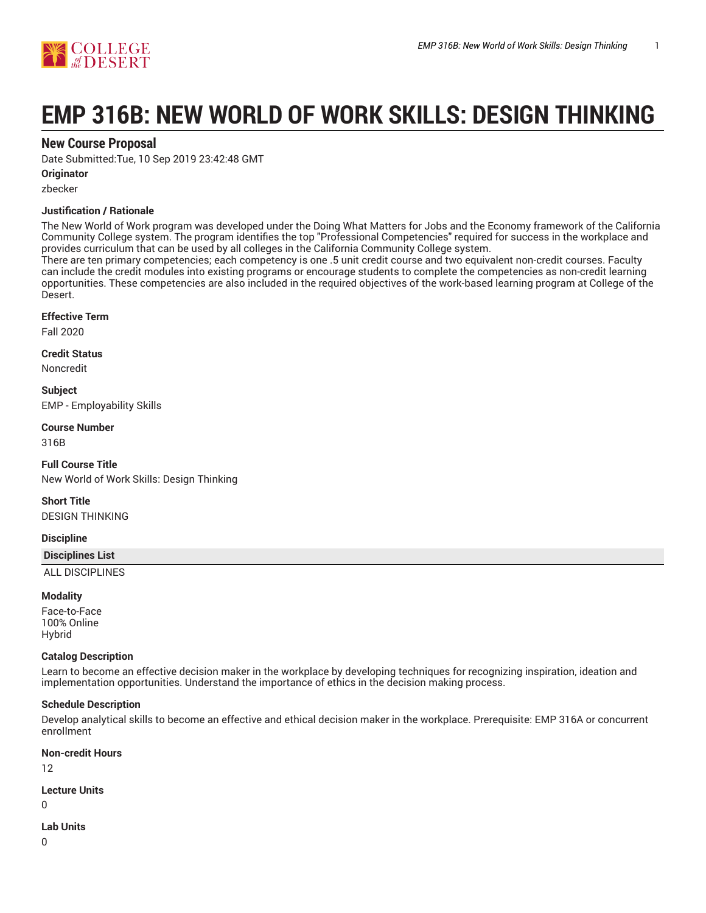# EMP 316B: NEW WORLD OF WORK SKILLS: DESIGN THINKING

## New Course Proposal

Date Submitted:Tue, 10 Sep 2019 23:42:48 GMT

**Originator**

zbecker

**Justification / Rationale**

The New World of Work program was developed under the Doing What Matters for Jobs and the Economy framework of the California Community College system. The program identifies the top "Professional Competencies" required for success in the workplace and provides curriculum that can be used by all colleges in the California Community College system.
There are ten primary competencies; each competency is one .5 unit credit course and two equivalent non-credit courses. Faculty can include the credit modules into existing programs or encourage students to complete the competencies as non-credit learning opportunities. These competencies are also included in the required objectives of the work-based learning program at College of the Desert.

**Effective Term**

Fall 2020

**Credit Status**

Noncredit

**Subject**

EMP - Employability Skills

**Course Number**

316B

**Full Course Title**

New World of Work Skills: Design Thinking

**Short Title**

DESIGN THINKING

**Discipline**

| Disciplines List |
| --- |
| ALL DISCIPLINES |

**Modality**

Face-to-Face
100% Online
Hybrid

**Catalog Description**

Learn to become an effective decision maker in the workplace by developing techniques for recognizing inspiration, ideation and implementation opportunities. Understand the importance of ethics in the decision making process.

**Schedule Description**

Develop analytical skills to become an effective and ethical decision maker in the workplace. Prerequisite: EMP 316A or concurrent enrollment

**Non-credit Hours**

12

**Lecture Units**

0

**Lab Units**

0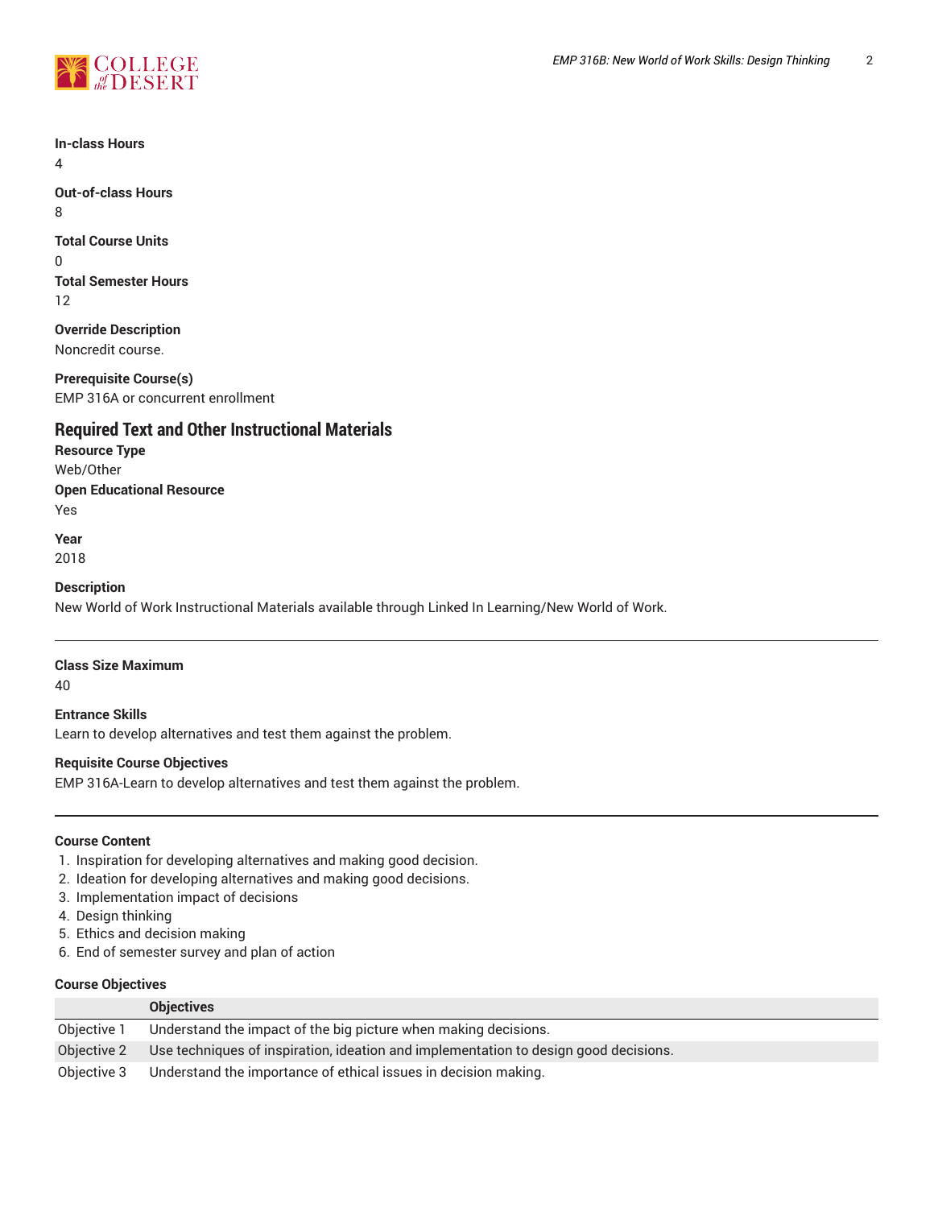**In-class Hours**
4

**Out-of-class Hours**
8

**Total Course Units**
0

**Total Semester Hours**
12

**Override Description**
Noncredit course.

**Prerequisite Course(s)**
EMP 316A or concurrent enrollment

## Required Text and Other Instructional Materials

**Resource Type**
Web/Other

**Open Educational Resource**
Yes

**Year**
2018

**Description**
New World of Work Instructional Materials available through Linked In Learning/New World of Work.

---

**Class Size Maximum**
40

**Entrance Skills**
Learn to develop alternatives and test them against the problem.

**Requisite Course Objectives**
EMP 316A-Learn to develop alternatives and test them against the problem.

---

**Course Content**

1. Inspiration for developing alternatives and making good decision.
2. Ideation for developing alternatives and making good decisions.
3. Implementation impact of decisions
4. Design thinking
5. Ethics and decision making
6. End of semester survey and plan of action

**Course Objectives**

| | Objectives |
|---|---|
| Objective 1 | Understand the impact of the big picture when making decisions. |
| Objective 2 | Use techniques of inspiration, ideation and implementation to design good decisions. |
| Objective 3 | Understand the importance of ethical issues in decision making. |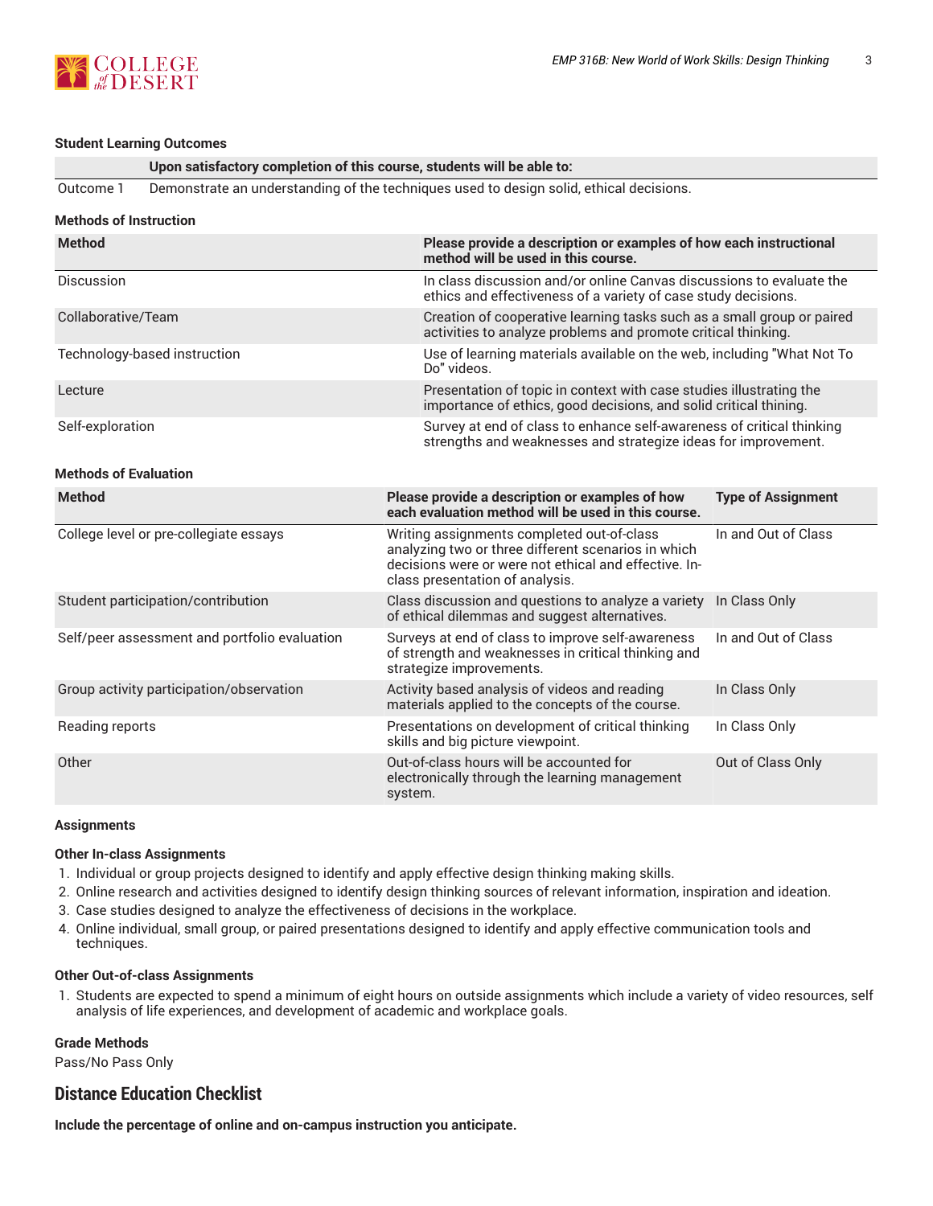#### Student Learning Outcomes

| | Upon satisfactory completion of this course, students will be able to: |
|---|---|
| Outcome 1 | Demonstrate an understanding of the techniques used to design solid, ethical decisions. |

#### Methods of Instruction

| Method | Please provide a description or examples of how each instructional method will be used in this course. |
|---|---|
| Discussion | In class discussion and/or online Canvas discussions to evaluate the ethics and effectiveness of a variety of case study decisions. |
| Collaborative/Team | Creation of cooperative learning tasks such as a small group or paired activities to analyze problems and promote critical thinking. |
| Technology-based instruction | Use of learning materials available on the web, including "What Not To Do" videos. |
| Lecture | Presentation of topic in context with case studies illustrating the importance of ethics, good decisions, and solid critical thining. |
| Self-exploration | Survey at end of class to enhance self-awareness of critical thinking strengths and weaknesses and strategize ideas for improvement. |

#### Methods of Evaluation

| Method | Please provide a description or examples of how each evaluation method will be used in this course. | Type of Assignment |
|---|---|---|
| College level or pre-collegiate essays | Writing assignments completed out-of-class analyzing two or three different scenarios in which decisions were or were not ethical and effective. In-class presentation of analysis. | In and Out of Class |
| Student participation/contribution | Class discussion and questions to analyze a variety of ethical dilemmas and suggest alternatives. | In Class Only |
| Self/peer assessment and portfolio evaluation | Surveys at end of class to improve self-awareness of strength and weaknesses in critical thinking and strategize improvements. | In and Out of Class |
| Group activity participation/observation | Activity based analysis of videos and reading materials applied to the concepts of the course. | In Class Only |
| Reading reports | Presentations on development of critical thinking skills and big picture viewpoint. | In Class Only |
| Other | Out-of-class hours will be accounted for electronically through the learning management system. | Out of Class Only |

#### Assignments

#### Other In-class Assignments

1. Individual or group projects designed to identify and apply effective design thinking making skills.
2. Online research and activities designed to identify design thinking sources of relevant information, inspiration and ideation.
3. Case studies designed to analyze the effectiveness of decisions in the workplace.
4. Online individual, small group, or paired presentations designed to identify and apply effective communication tools and techniques.

#### Other Out-of-class Assignments

1. Students are expected to spend a minimum of eight hours on outside assignments which include a variety of video resources, self analysis of life experiences, and development of academic and workplace goals.

#### Grade Methods

Pass/No Pass Only

## Distance Education Checklist

**Include the percentage of online and on-campus instruction you anticipate.**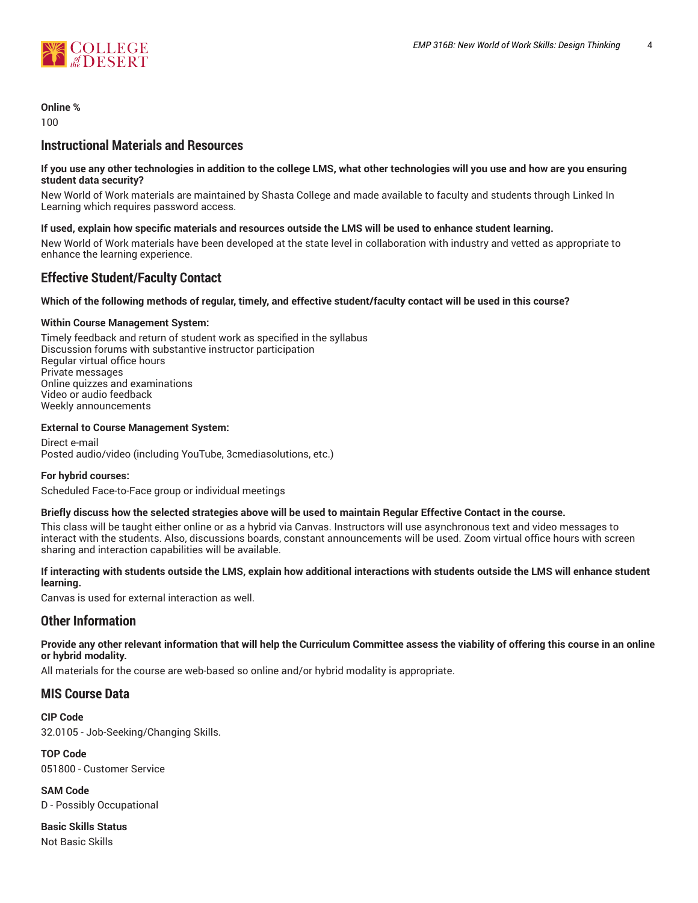**Online %**

100

## Instructional Materials and Resources

**If you use any other technologies in addition to the college LMS, what other technologies will you use and how are you ensuring student data security?**

New World of Work materials are maintained by Shasta College and made available to faculty and students through Linked In Learning which requires password access.

**If used, explain how specific materials and resources outside the LMS will be used to enhance student learning.**

New World of Work materials have been developed at the state level in collaboration with industry and vetted as appropriate to enhance the learning experience.

## Effective Student/Faculty Contact

**Which of the following methods of regular, timely, and effective student/faculty contact will be used in this course?**

**Within Course Management System:**

Timely feedback and return of student work as specified in the syllabus
Discussion forums with substantive instructor participation
Regular virtual office hours
Private messages
Online quizzes and examinations
Video or audio feedback
Weekly announcements

**External to Course Management System:**

Direct e-mail
Posted audio/video (including YouTube, 3cmediasolutions, etc.)

**For hybrid courses:**

Scheduled Face-to-Face group or individual meetings

**Briefly discuss how the selected strategies above will be used to maintain Regular Effective Contact in the course.**

This class will be taught either online or as a hybrid via Canvas. Instructors will use asynchronous text and video messages to interact with the students. Also, discussions boards, constant announcements will be used. Zoom virtual office hours with screen sharing and interaction capabilities will be available.

**If interacting with students outside the LMS, explain how additional interactions with students outside the LMS will enhance student learning.**

Canvas is used for external interaction as well.

## Other Information

**Provide any other relevant information that will help the Curriculum Committee assess the viability of offering this course in an online or hybrid modality.**

All materials for the course are web-based so online and/or hybrid modality is appropriate.

## MIS Course Data

**CIP Code**

32.0105 - Job-Seeking/Changing Skills.

**TOP Code**

051800 - Customer Service

**SAM Code**

D - Possibly Occupational

**Basic Skills Status**

Not Basic Skills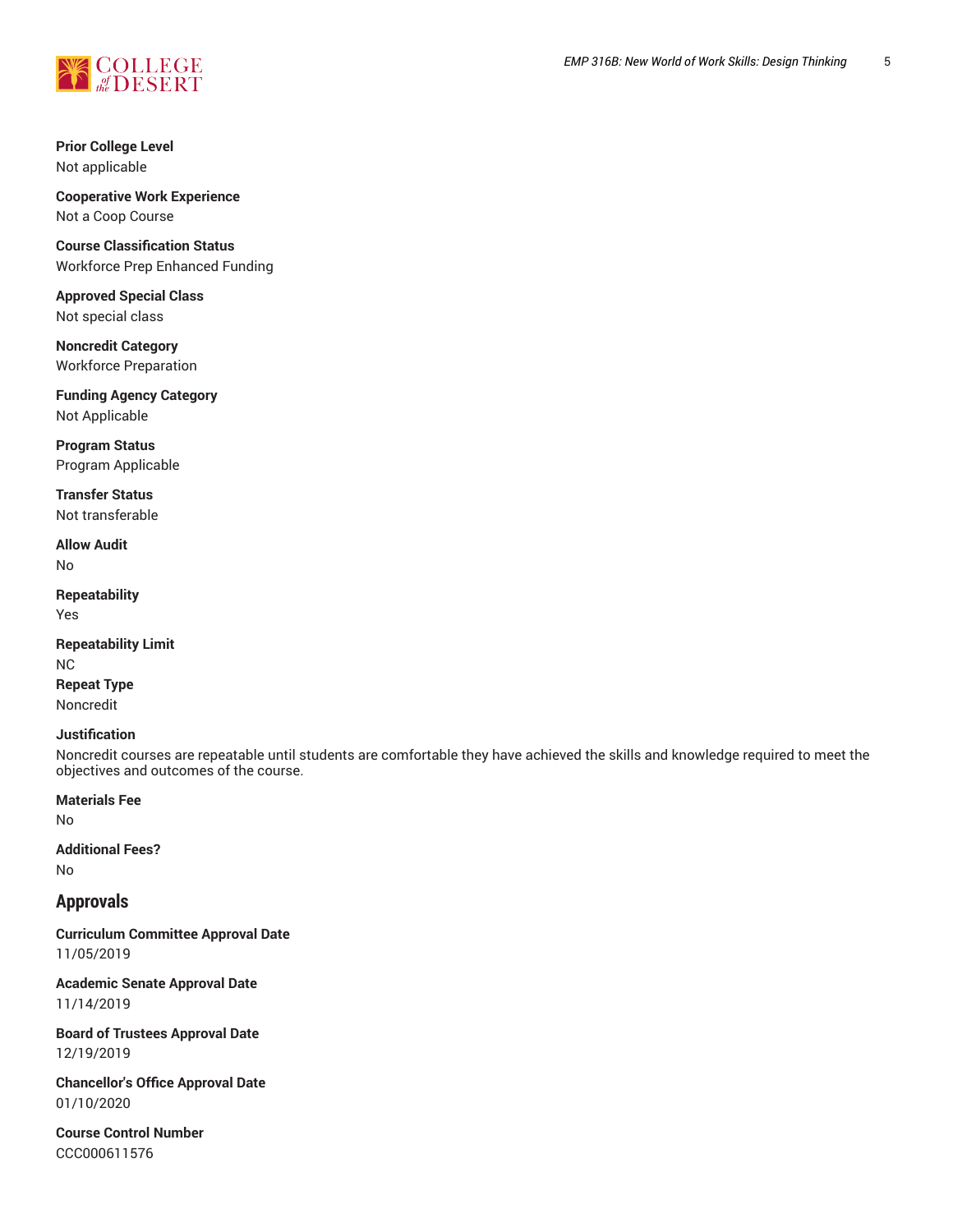**Prior College Level**
Not applicable

**Cooperative Work Experience**
Not a Coop Course

**Course Classification Status**
Workforce Prep Enhanced Funding

**Approved Special Class**
Not special class

**Noncredit Category**
Workforce Preparation

**Funding Agency Category**
Not Applicable

**Program Status**
Program Applicable

**Transfer Status**
Not transferable

**Allow Audit**
No

**Repeatability**
Yes

**Repeatability Limit**
NC

**Repeat Type**
Noncredit

**Justification**
Noncredit courses are repeatable until students are comfortable they have achieved the skills and knowledge required to meet the objectives and outcomes of the course.

**Materials Fee**
No

**Additional Fees?**
No

## Approvals

**Curriculum Committee Approval Date**
11/05/2019

**Academic Senate Approval Date**
11/14/2019

**Board of Trustees Approval Date**
12/19/2019

**Chancellor's Office Approval Date**
01/10/2020

**Course Control Number**
CCC000611576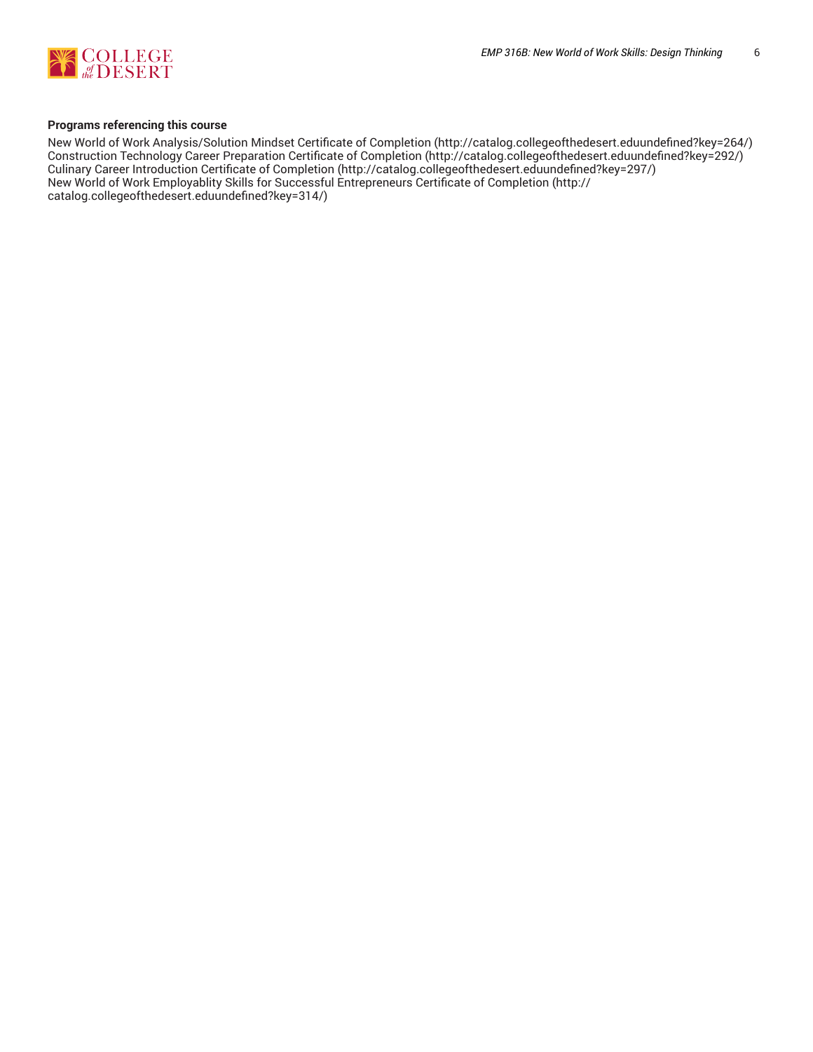**Programs referencing this course**

New World of Work Analysis/Solution Mindset Certificate of Completion (http://catalog.collegeofthedesert.eduundefined?key=264/)
Construction Technology Career Preparation Certificate of Completion (http://catalog.collegeofthedesert.eduundefined?key=292/)
Culinary Career Introduction Certificate of Completion (http://catalog.collegeofthedesert.eduundefined?key=297/)
New World of Work Employablity Skills for Successful Entrepreneurs Certificate of Completion (http://catalog.collegeofthedesert.eduundefined?key=314/)